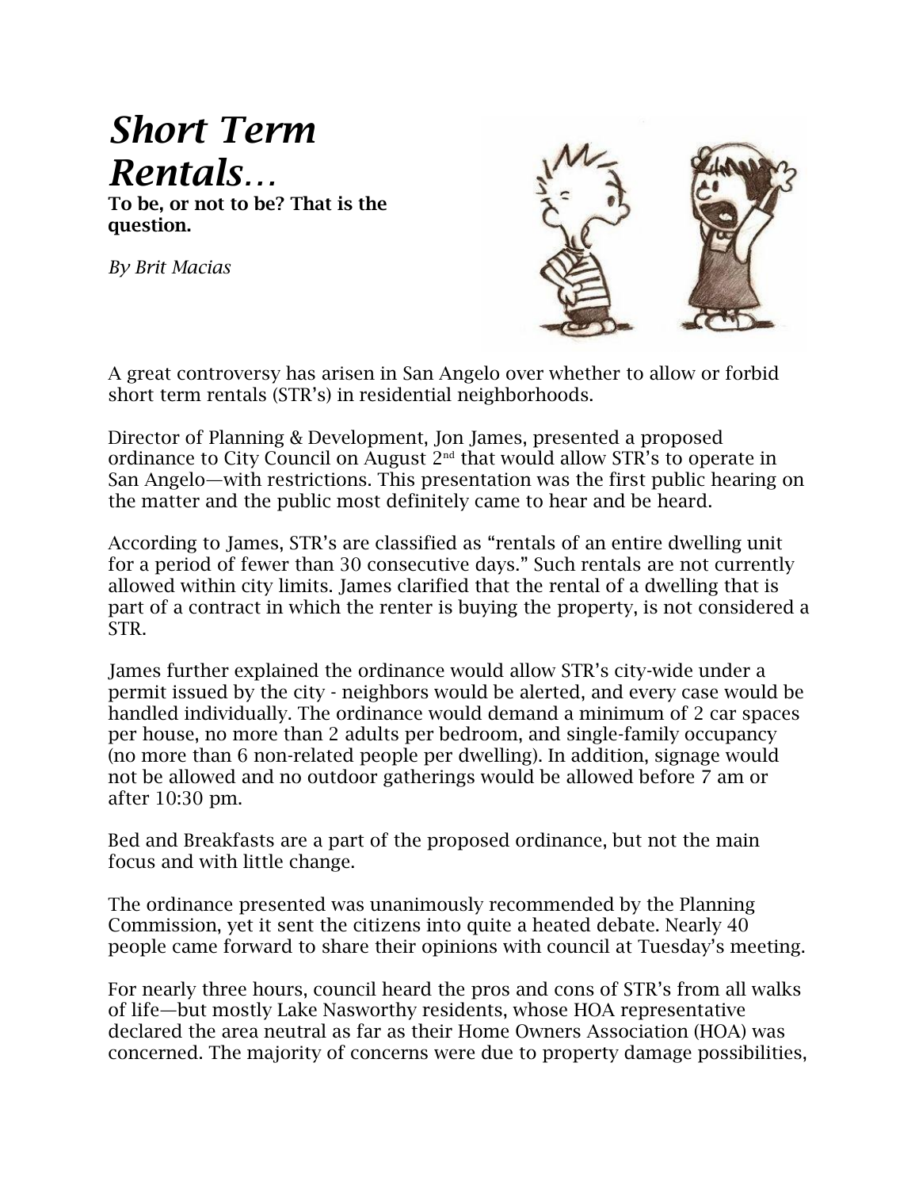# *Short Term Rentals…*

**To be, or not to be? That is the question.**

*By Brit Macias*

A great controversy has arisen in San Angelo over whether to allow or forbid short term rentals (STR's) in residential neighborhoods.

Director of Planning & Development, Jon James, presented a proposed ordinance to City Council on August 2nd that would allow STR's to operate in San Angelo—with restrictions. This presentation was the first public hearing on the matter and the public most definitely came to hear and be heard.

According to James, STR's are classified as "rentals of an entire dwelling unit for a period of fewer than 30 consecutive days." Such rentals are not currently allowed within city limits. James clarified that the rental of a dwelling that is part of a contract in which the renter is buying the property, is not considered a STR.

James further explained the ordinance would allow STR's city-wide under a permit issued by the city - neighbors would be alerted, and every case would be handled individually. The ordinance would demand a minimum of 2 car spaces per house, no more than 2 adults per bedroom, and single-family occupancy (no more than 6 non-related people per dwelling). In addition, signage would not be allowed and no outdoor gatherings would be allowed before 7 am or after 10:30 pm.

Bed and Breakfasts are a part of the proposed ordinance, but not the main focus and with little change.

The ordinance presented was unanimously recommended by the Planning Commission, yet it sent the citizens into quite a heated debate. Nearly 40 people came forward to share their opinions with council at Tuesday's meeting.

For nearly three hours, council heard the pros and cons of STR's from all walks of life—but mostly Lake Nasworthy residents, whose HOA representative declared the area neutral as far as their Home Owners Association (HOA) was concerned. The majority of concerns were due to property damage possibilities,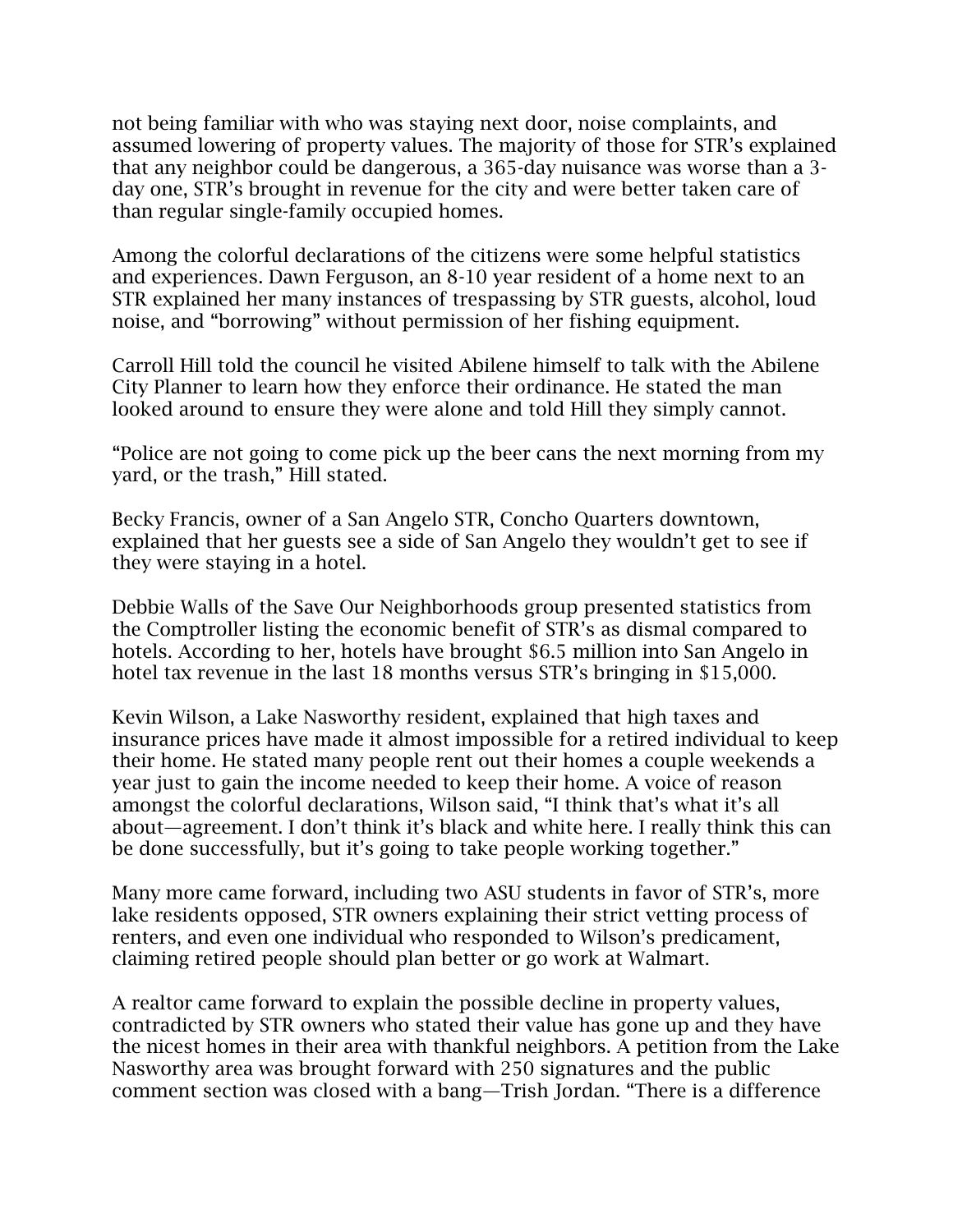not being familiar with who was staying next door, noise complaints, and assumed lowering of property values. The majority of those for STR's explained that any neighbor could be dangerous, a 365-day nuisance was worse than a 3-day one, STR's brought in revenue for the city and were better taken care of than regular single-family occupied homes.

Among the colorful declarations of the citizens were some helpful statistics and experiences. Dawn Ferguson, an 8-10 year resident of a home next to an STR explained her many instances of trespassing by STR guests, alcohol, loud noise, and "borrowing" without permission of her fishing equipment.

Carroll Hill told the council he visited Abilene himself to talk with the Abilene City Planner to learn how they enforce their ordinance. He stated the man looked around to ensure they were alone and told Hill they simply cannot.

"Police are not going to come pick up the beer cans the next morning from my yard, or the trash," Hill stated.

Becky Francis, owner of a San Angelo STR, Concho Quarters downtown, explained that her guests see a side of San Angelo they wouldn't get to see if they were staying in a hotel.

Debbie Walls of the Save Our Neighborhoods group presented statistics from the Comptroller listing the economic benefit of STR's as dismal compared to hotels. According to her, hotels have brought $6.5 million into San Angelo in hotel tax revenue in the last 18 months versus STR's bringing in $15,000.

Kevin Wilson, a Lake Nasworthy resident, explained that high taxes and insurance prices have made it almost impossible for a retired individual to keep their home. He stated many people rent out their homes a couple weekends a year just to gain the income needed to keep their home. A voice of reason amongst the colorful declarations, Wilson said, "I think that's what it's all about—agreement. I don't think it's black and white here. I really think this can be done successfully, but it's going to take people working together."

Many more came forward, including two ASU students in favor of STR's, more lake residents opposed, STR owners explaining their strict vetting process of renters, and even one individual who responded to Wilson's predicament, claiming retired people should plan better or go work at Walmart.

A realtor came forward to explain the possible decline in property values, contradicted by STR owners who stated their value has gone up and they have the nicest homes in their area with thankful neighbors. A petition from the Lake Nasworthy area was brought forward with 250 signatures and the public comment section was closed with a bang—Trish Jordan. "There is a difference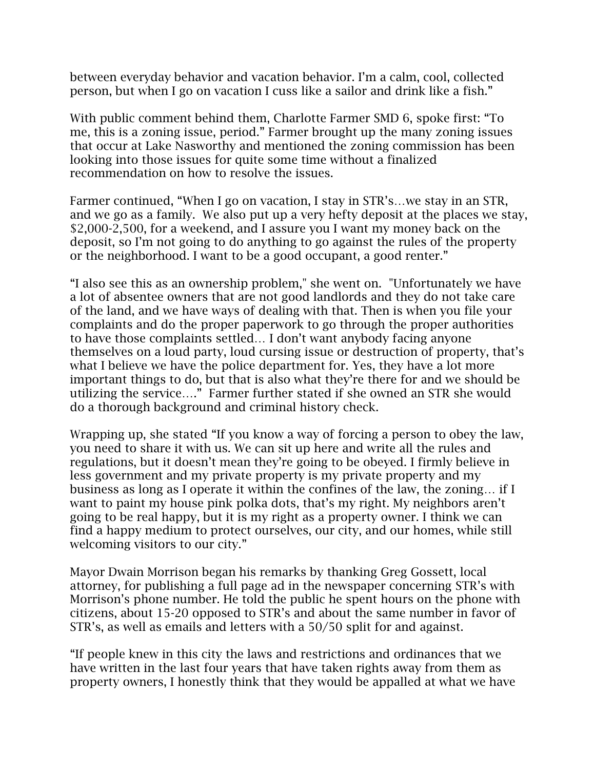between everyday behavior and vacation behavior. I'm a calm, cool, collected person, but when I go on vacation I cuss like a sailor and drink like a fish."

With public comment behind them, Charlotte Farmer SMD 6, spoke first: "To me, this is a zoning issue, period." Farmer brought up the many zoning issues that occur at Lake Nasworthy and mentioned the zoning commission has been looking into those issues for quite some time without a finalized recommendation on how to resolve the issues.

Farmer continued, "When I go on vacation, I stay in STR's…we stay in an STR, and we go as a family. We also put up a very hefty deposit at the places we stay, $2,000-2,500, for a weekend, and I assure you I want my money back on the deposit, so I'm not going to do anything to go against the rules of the property or the neighborhood. I want to be a good occupant, a good renter."

"I also see this as an ownership problem," she went on. "Unfortunately we have a lot of absentee owners that are not good landlords and they do not take care of the land, and we have ways of dealing with that. Then is when you file your complaints and do the proper paperwork to go through the proper authorities to have those complaints settled… I don't want anybody facing anyone themselves on a loud party, loud cursing issue or destruction of property, that's what I believe we have the police department for. Yes, they have a lot more important things to do, but that is also what they're there for and we should be utilizing the service…." Farmer further stated if she owned an STR she would do a thorough background and criminal history check.

Wrapping up, she stated "If you know a way of forcing a person to obey the law, you need to share it with us. We can sit up here and write all the rules and regulations, but it doesn't mean they're going to be obeyed. I firmly believe in less government and my private property is my private property and my business as long as I operate it within the confines of the law, the zoning… if I want to paint my house pink polka dots, that's my right. My neighbors aren't going to be real happy, but it is my right as a property owner. I think we can find a happy medium to protect ourselves, our city, and our homes, while still welcoming visitors to our city."

Mayor Dwain Morrison began his remarks by thanking Greg Gossett, local attorney, for publishing a full page ad in the newspaper concerning STR's with Morrison's phone number. He told the public he spent hours on the phone with citizens, about 15-20 opposed to STR's and about the same number in favor of STR's, as well as emails and letters with a 50/50 split for and against.

"If people knew in this city the laws and restrictions and ordinances that we have written in the last four years that have taken rights away from them as property owners, I honestly think that they would be appalled at what we have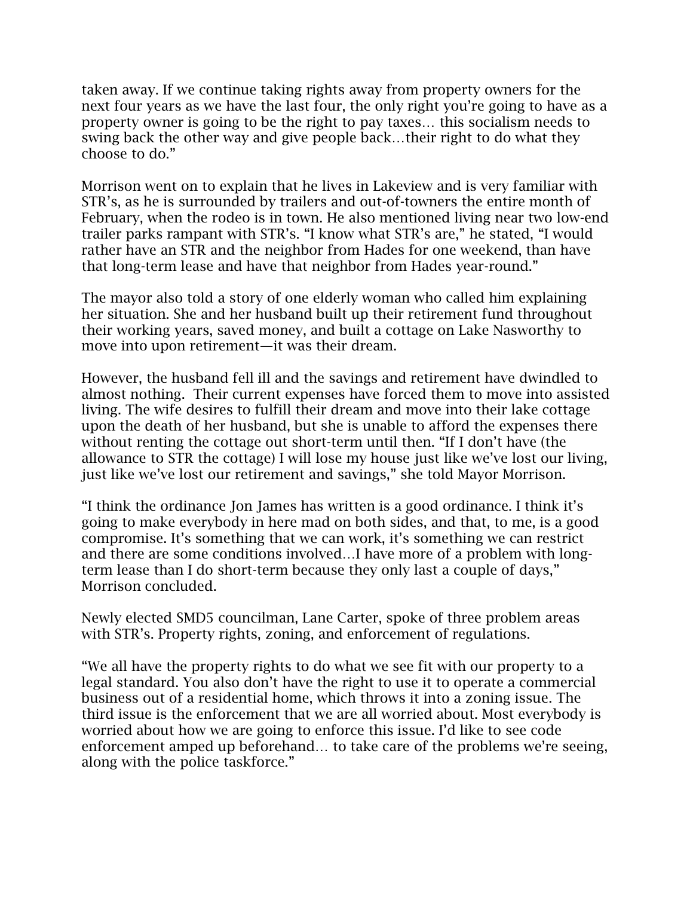taken away. If we continue taking rights away from property owners for the next four years as we have the last four, the only right you're going to have as a property owner is going to be the right to pay taxes… this socialism needs to swing back the other way and give people back…their right to do what they choose to do."

Morrison went on to explain that he lives in Lakeview and is very familiar with STR's, as he is surrounded by trailers and out-of-towners the entire month of February, when the rodeo is in town. He also mentioned living near two low-end trailer parks rampant with STR's. "I know what STR's are," he stated, "I would rather have an STR and the neighbor from Hades for one weekend, than have that long-term lease and have that neighbor from Hades year-round."

The mayor also told a story of one elderly woman who called him explaining her situation. She and her husband built up their retirement fund throughout their working years, saved money, and built a cottage on Lake Nasworthy to move into upon retirement—it was their dream.

However, the husband fell ill and the savings and retirement have dwindled to almost nothing. Their current expenses have forced them to move into assisted living. The wife desires to fulfill their dream and move into their lake cottage upon the death of her husband, but she is unable to afford the expenses there without renting the cottage out short-term until then. "If I don't have (the allowance to STR the cottage) I will lose my house just like we've lost our living, just like we've lost our retirement and savings," she told Mayor Morrison.

"I think the ordinance Jon James has written is a good ordinance. I think it's going to make everybody in here mad on both sides, and that, to me, is a good compromise. It's something that we can work, it's something we can restrict and there are some conditions involved…I have more of a problem with long-term lease than I do short-term because they only last a couple of days," Morrison concluded.

Newly elected SMD5 councilman, Lane Carter, spoke of three problem areas with STR's. Property rights, zoning, and enforcement of regulations.

"We all have the property rights to do what we see fit with our property to a legal standard. You also don't have the right to use it to operate a commercial business out of a residential home, which throws it into a zoning issue. The third issue is the enforcement that we are all worried about. Most everybody is worried about how we are going to enforce this issue. I'd like to see code enforcement amped up beforehand… to take care of the problems we're seeing, along with the police taskforce."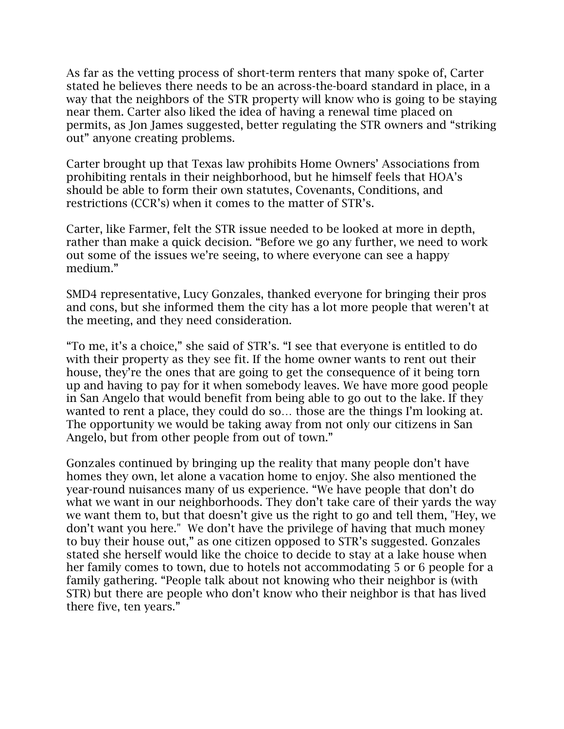As far as the vetting process of short-term renters that many spoke of, Carter stated he believes there needs to be an across-the-board standard in place, in a way that the neighbors of the STR property will know who is going to be staying near them. Carter also liked the idea of having a renewal time placed on permits, as Jon James suggested, better regulating the STR owners and "striking out" anyone creating problems.

Carter brought up that Texas law prohibits Home Owners' Associations from prohibiting rentals in their neighborhood, but he himself feels that HOA's should be able to form their own statutes, Covenants, Conditions, and restrictions (CCR's) when it comes to the matter of STR's.

Carter, like Farmer, felt the STR issue needed to be looked at more in depth, rather than make a quick decision. "Before we go any further, we need to work out some of the issues we're seeing, to where everyone can see a happy medium."

SMD4 representative, Lucy Gonzales, thanked everyone for bringing their pros and cons, but she informed them the city has a lot more people that weren't at the meeting, and they need consideration.

"To me, it's a choice," she said of STR's. "I see that everyone is entitled to do with their property as they see fit. If the home owner wants to rent out their house, they're the ones that are going to get the consequence of it being torn up and having to pay for it when somebody leaves. We have more good people in San Angelo that would benefit from being able to go out to the lake. If they wanted to rent a place, they could do so… those are the things I'm looking at. The opportunity we would be taking away from not only our citizens in San Angelo, but from other people from out of town."

Gonzales continued by bringing up the reality that many people don't have homes they own, let alone a vacation home to enjoy. She also mentioned the year-round nuisances many of us experience. "We have people that don't do what we want in our neighborhoods. They don't take care of their yards the way we want them to, but that doesn't give us the right to go and tell them, "Hey, we don't want you here." We don't have the privilege of having that much money to buy their house out," as one citizen opposed to STR's suggested. Gonzales stated she herself would like the choice to decide to stay at a lake house when her family comes to town, due to hotels not accommodating 5 or 6 people for a family gathering. "People talk about not knowing who their neighbor is (with STR) but there are people who don't know who their neighbor is that has lived there five, ten years."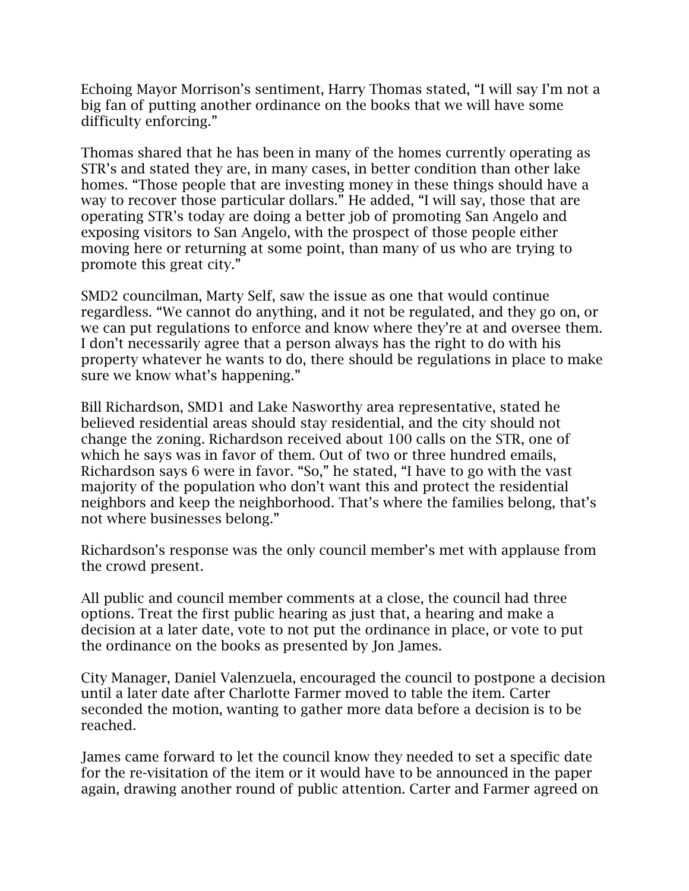Echoing Mayor Morrison's sentiment, Harry Thomas stated, "I will say I'm not a big fan of putting another ordinance on the books that we will have some difficulty enforcing."

Thomas shared that he has been in many of the homes currently operating as STR's and stated they are, in many cases, in better condition than other lake homes. "Those people that are investing money in these things should have a way to recover those particular dollars." He added, "I will say, those that are operating STR's today are doing a better job of promoting San Angelo and exposing visitors to San Angelo, with the prospect of those people either moving here or returning at some point, than many of us who are trying to promote this great city."

SMD2 councilman, Marty Self, saw the issue as one that would continue regardless. "We cannot do anything, and it not be regulated, and they go on, or we can put regulations to enforce and know where they're at and oversee them. I don't necessarily agree that a person always has the right to do with his property whatever he wants to do, there should be regulations in place to make sure we know what's happening."

Bill Richardson, SMD1 and Lake Nasworthy area representative, stated he believed residential areas should stay residential, and the city should not change the zoning. Richardson received about 100 calls on the STR, one of which he says was in favor of them. Out of two or three hundred emails, Richardson says 6 were in favor. "So," he stated, "I have to go with the vast majority of the population who don't want this and protect the residential neighbors and keep the neighborhood. That's where the families belong, that's not where businesses belong."

Richardson's response was the only council member's met with applause from the crowd present.

All public and council member comments at a close, the council had three options. Treat the first public hearing as just that, a hearing and make a decision at a later date, vote to not put the ordinance in place, or vote to put the ordinance on the books as presented by Jon James.

City Manager, Daniel Valenzuela, encouraged the council to postpone a decision until a later date after Charlotte Farmer moved to table the item. Carter seconded the motion, wanting to gather more data before a decision is to be reached.

James came forward to let the council know they needed to set a specific date for the re-visitation of the item or it would have to be announced in the paper again, drawing another round of public attention. Carter and Farmer agreed on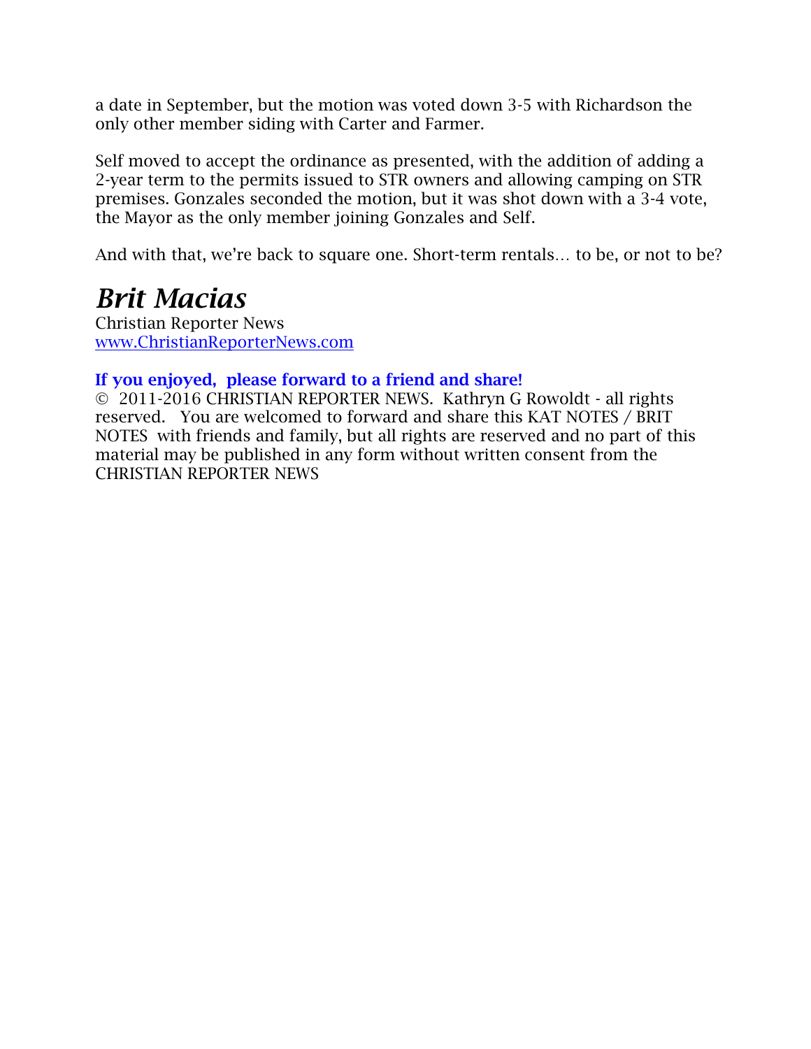a date in September, but the motion was voted down 3-5 with Richardson the only other member siding with Carter and Farmer.

Self moved to accept the ordinance as presented, with the addition of adding a 2-year term to the permits issued to STR owners and allowing camping on STR premises. Gonzales seconded the motion, but it was shot down with a 3-4 vote, the Mayor as the only member joining Gonzales and Self.

And with that, we're back to square one. Short-term rentals… to be, or not to be?

***Brit Macias***

Christian Reporter News
[www.ChristianReporterNews.com](http://www.ChristianReporterNews.com)

**If you enjoyed, please forward to a friend and share!**

© 2011-2016 CHRISTIAN REPORTER NEWS. Kathryn G Rowoldt - all rights reserved. You are welcomed to forward and share this KAT NOTES / BRIT NOTES with friends and family, but all rights are reserved and no part of this material may be published in any form without written consent from the CHRISTIAN REPORTER NEWS